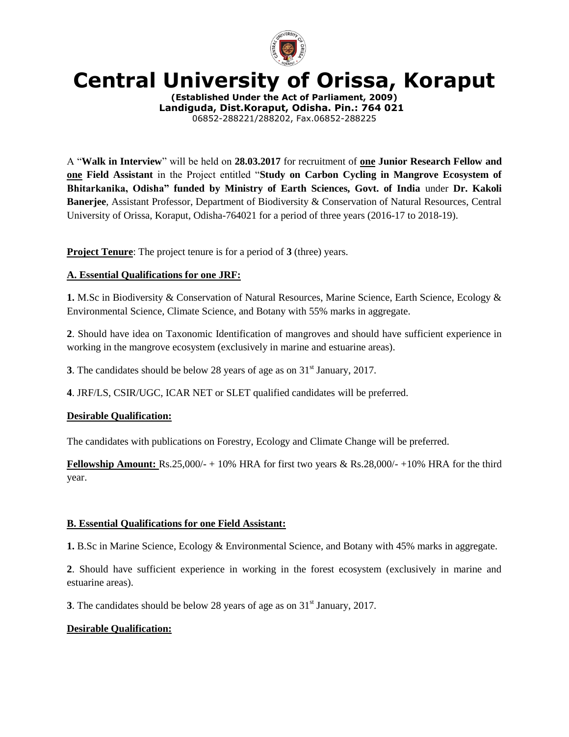# Central University of Orissa, Koraput

**(Established Under the Act of Parliament, 2009)**
**Landiguda, Dist.Koraput, Odisha. Pin.: 764 021**
06852-288221/288202, Fax.06852-288225

A "**Walk in Interview**" will be held on **28.03.2017** for recruitment of **one Junior Research Fellow and one Field Assistant** in the Project entitled "**Study on Carbon Cycling in Mangrove Ecosystem of Bhitarkanika, Odisha" funded by Ministry of Earth Sciences, Govt. of India** under **Dr. Kakoli Banerjee**, Assistant Professor, Department of Biodiversity & Conservation of Natural Resources, Central University of Orissa, Koraput, Odisha-764021 for a period of three years (2016-17 to 2018-19).

**Project Tenure**: The project tenure is for a period of **3** (three) years.

**A. Essential Qualifications for one JRF:**

**1.** M.Sc in Biodiversity & Conservation of Natural Resources, Marine Science, Earth Science, Ecology & Environmental Science, Climate Science, and Botany with 55% marks in aggregate.

**2**. Should have idea on Taxonomic Identification of mangroves and should have sufficient experience in working in the mangrove ecosystem (exclusively in marine and estuarine areas).

**3**. The candidates should be below 28 years of age as on 31st January, 2017.

**4**. JRF/LS, CSIR/UGC, ICAR NET or SLET qualified candidates will be preferred.

**Desirable Qualification:**

The candidates with publications on Forestry, Ecology and Climate Change will be preferred.

**Fellowship Amount:** Rs.25,000/- + 10% HRA for first two years & Rs.28,000/- +10% HRA for the third year.

**B. Essential Qualifications for one Field Assistant:**

**1.** B.Sc in Marine Science, Ecology & Environmental Science, and Botany with 45% marks in aggregate.

**2**. Should have sufficient experience in working in the forest ecosystem (exclusively in marine and estuarine areas).

**3**. The candidates should be below 28 years of age as on 31st January, 2017.

**Desirable Qualification:**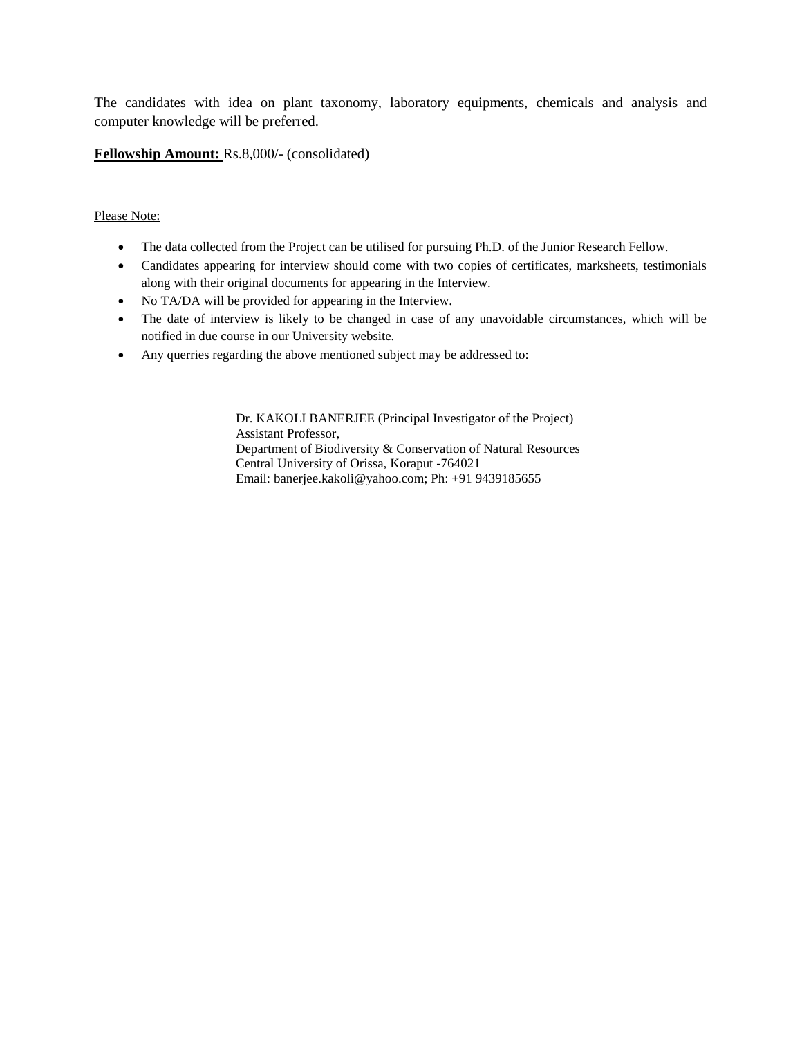The candidates with idea on plant taxonomy, laboratory equipments, chemicals and analysis and computer knowledge will be preferred.

**Fellowship Amount:** Rs.8,000/- (consolidated)

Please Note:

- The data collected from the Project can be utilised for pursuing Ph.D. of the Junior Research Fellow.
- Candidates appearing for interview should come with two copies of certificates, marksheets, testimonials along with their original documents for appearing in the Interview.
- No TA/DA will be provided for appearing in the Interview.
- The date of interview is likely to be changed in case of any unavoidable circumstances, which will be notified in due course in our University website.
- Any querries regarding the above mentioned subject may be addressed to:

Dr. KAKOLI BANERJEE (Principal Investigator of the Project)
Assistant Professor,
Department of Biodiversity & Conservation of Natural Resources
Central University of Orissa, Koraput -764021
Email: banerjee.kakoli@yahoo.com; Ph: +91 9439185655